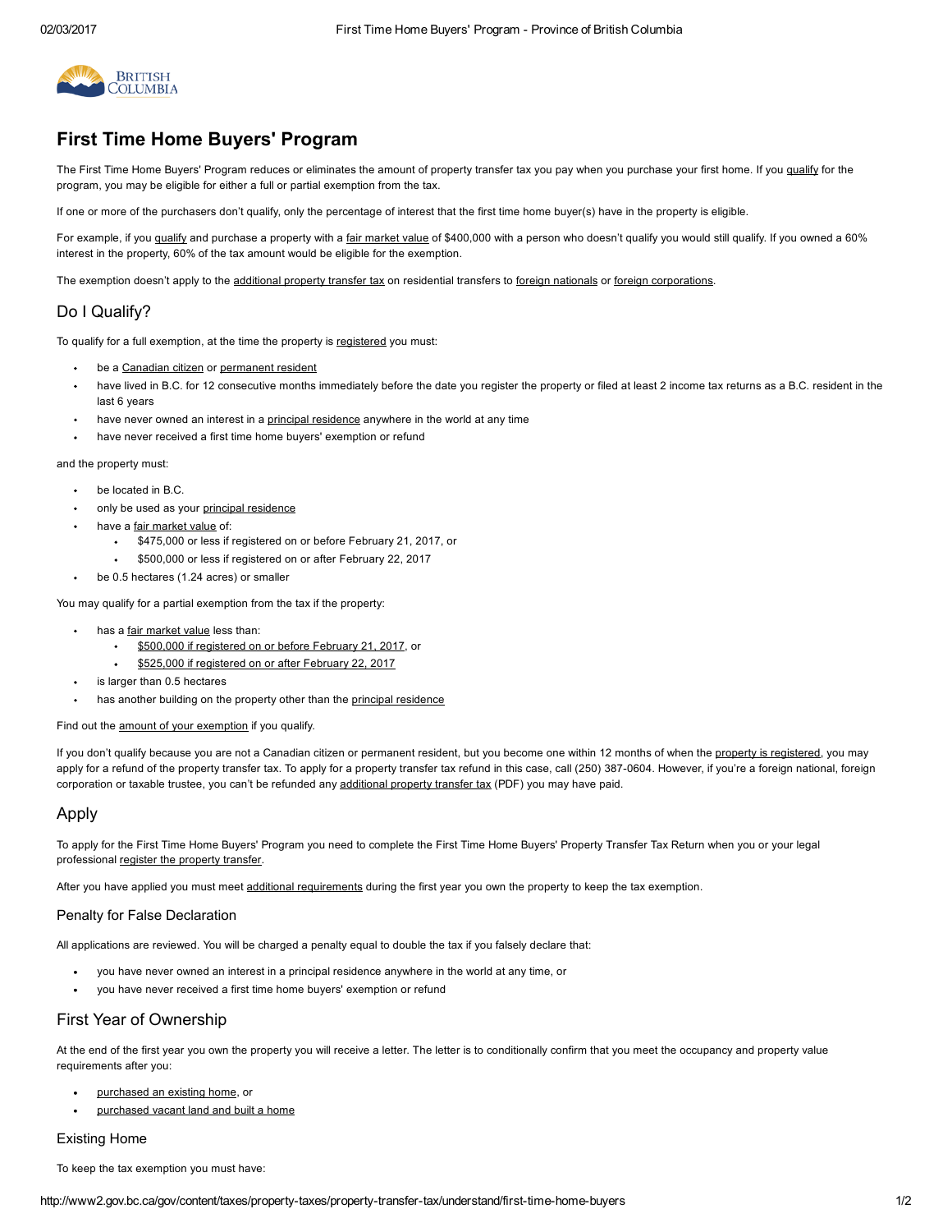# First Time Home Buyers' Program

The First Time Home Buyers' Program reduces or eliminates the amount of property transfer tax you pay when you purchase your first home. If you qualify for the program, you may be eligible for either a full or partial exemption from the tax.

If one or more of the purchasers don't qualify, only the percentage of interest that the first time home buyer(s) have in the property is eligible.

For example, if you qualify and purchase a property with a fair market value of $400,000 with a person who doesn't qualify you would still qualify. If you owned a 60% interest in the property, 60% of the tax amount would be eligible for the exemption.

The exemption doesn't apply to the additional property transfer tax on residential transfers to foreign nationals or foreign corporations.

## Do I Qualify?

To qualify for a full exemption, at the time the property is registered you must:

- be a Canadian citizen or permanent resident
- have lived in B.C. for 12 consecutive months immediately before the date you register the property or filed at least 2 income tax returns as a B.C. resident in the last 6 years
- have never owned an interest in a principal residence anywhere in the world at any time
- have never received a first time home buyers' exemption or refund

and the property must:

- be located in B.C.
- only be used as your principal residence
- have a fair market value of:
  - $475,000 or less if registered on or before February 21, 2017, or
  - $500,000 or less if registered on or after February 22, 2017
- be 0.5 hectares (1.24 acres) or smaller

You may qualify for a partial exemption from the tax if the property:

- has a fair market value less than:
  - $500,000 if registered on or before February 21, 2017, or
  - $525,000 if registered on or after February 22, 2017
- is larger than 0.5 hectares
- has another building on the property other than the principal residence

Find out the amount of your exemption if you qualify.

If you don't qualify because you are not a Canadian citizen or permanent resident, but you become one within 12 months of when the property is registered, you may apply for a refund of the property transfer tax. To apply for a property transfer tax refund in this case, call (250) 387-0604. However, if you're a foreign national, foreign corporation or taxable trustee, you can't be refunded any additional property transfer tax (PDF) you may have paid.

## Apply

To apply for the First Time Home Buyers' Program you need to complete the First Time Home Buyers' Property Transfer Tax Return when you or your legal professional register the property transfer.

After you have applied you must meet additional requirements during the first year you own the property to keep the tax exemption.

### Penalty for False Declaration

All applications are reviewed. You will be charged a penalty equal to double the tax if you falsely declare that:

- you have never owned an interest in a principal residence anywhere in the world at any time, or
- you have never received a first time home buyers' exemption or refund

## First Year of Ownership

At the end of the first year you own the property you will receive a letter. The letter is to conditionally confirm that you meet the occupancy and property value requirements after you:

- purchased an existing home, or
- purchased vacant land and built a home

### Existing Home

To keep the tax exemption you must have: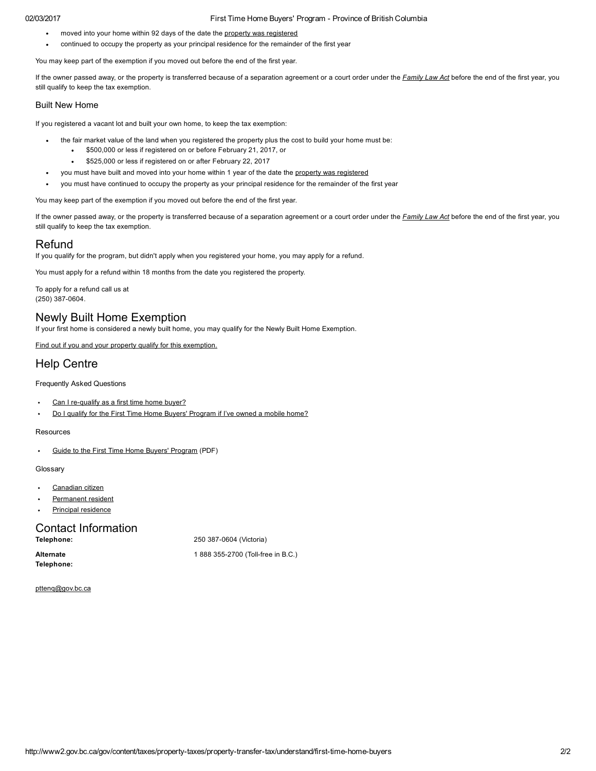- moved into your home within 92 days of the date the property was registered
- continued to occupy the property as your principal residence for the remainder of the first year

You may keep part of the exemption if you moved out before the end of the first year.

If the owner passed away, or the property is transferred because of a separation agreement or a court order under the *Family Law Act* before the end of the first year, you still qualify to keep the tax exemption.

### Built New Home

If you registered a vacant lot and built your own home, to keep the tax exemption:

- the fair market value of the land when you registered the property plus the cost to build your home must be:
  - $500,000 or less if registered on or before February 21, 2017, or
  - $525,000 or less if registered on or after February 22, 2017
- you must have built and moved into your home within 1 year of the date the property was registered
- you must have continued to occupy the property as your principal residence for the remainder of the first year

You may keep part of the exemption if you moved out before the end of the first year.

If the owner passed away, or the property is transferred because of a separation agreement or a court order under the *Family Law Act* before the end of the first year, you still qualify to keep the tax exemption.

## Refund

If you qualify for the program, but didn't apply when you registered your home, you may apply for a refund.

You must apply for a refund within 18 months from the date you registered the property.

To apply for a refund call us at
(250) 387-0604.

## Newly Built Home Exemption

If your first home is considered a newly built home, you may qualify for the Newly Built Home Exemption.

Find out if you and your property qualify for this exemption.

## Help Centre

Frequently Asked Questions

- Can I re-qualify as a first time home buyer?
- Do I qualify for the First Time Home Buyers' Program if I've owned a mobile home?

Resources

- Guide to the First Time Home Buyers' Program (PDF)

Glossary

- Canadian citizen
- Permanent resident
- Principal residence

## Contact Information

| | |
|---|---|
| **Telephone:** | 250 387-0604 (Victoria) |
| **Alternate Telephone:** | 1 888 355-2700 (Toll-free in B.C.) |

pttenq@gov.bc.ca